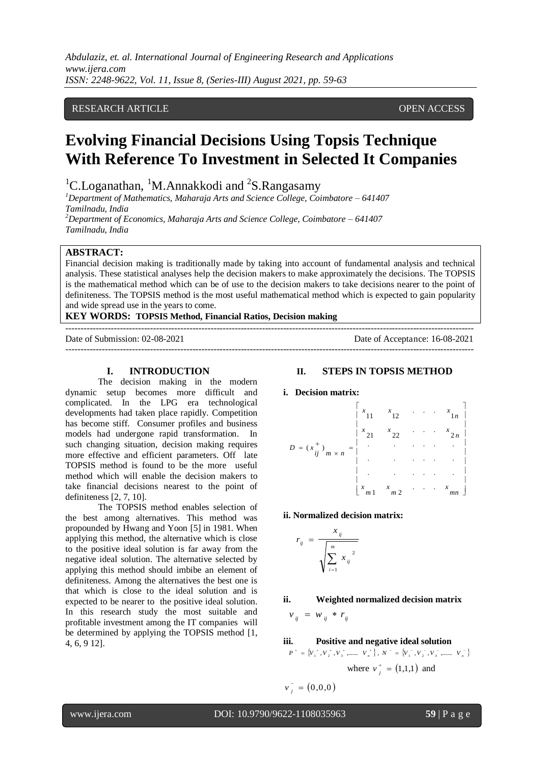RESEARCH ARTICLE OPEN ACCESS

# Evolving Financial Decisions Using Topsis Technique With Reference To Investment in Selected It Companies

[1]C.Loganathan, [1]M.Annakkodi and [2]S.Rangasamy

[1]*Department of Mathematics, Maharaja Arts and Science College, Coimbatore – 641407 Tamilnadu, India*

[2]*Department of Economics, Maharaja Arts and Science College, Coimbatore – 641407 Tamilnadu, India*

**ABSTRACT:**

Financial decision making is traditionally made by taking into account of fundamental analysis and technical analysis. These statistical analyses help the decision makers to make approximately the decisions. The TOPSIS is the mathematical method which can be of use to the decision makers to take decisions nearer to the point of definiteness. The TOPSIS method is the most useful mathematical method which is expected to gain popularity and wide spread use in the years to come.

**KEY WORDS: TOPSIS Method, Financial Ratios, Decision making**

Date of Submission: 02-08-2021 Date of Acceptance: 16-08-2021

## I. INTRODUCTION

The decision making in the modern dynamic setup becomes more difficult and complicated. In the LPG era technological developments had taken place rapidly. Competition has become stiff. Consumer profiles and business models had undergone rapid transformation. In such changing situation, decision making requires more effective and efficient parameters. Off late TOPSIS method is found to be the more useful method which will enable the decision makers to take financial decisions nearest to the point of definiteness [2, 7, 10].

The TOPSIS method enables selection of the best among alternatives. This method was propounded by Hwang and Yoon [5] in 1981. When applying this method, the alternative which is close to the positive ideal solution is far away from the negative ideal solution. The alternative selected by applying this method should imbibe an element of definiteness. Among the alternatives the best one is that which is close to the ideal solution and is expected to be nearer to the positive ideal solution. In this research study the most suitable and profitable investment among the IT companies will be determined by applying the TOPSIS method [1, 4, 6, 9 12].

## II. STEPS IN TOPSIS METHOD

**i. Decision matrix:**

$$D = (x_{ij}^{+})_{m \times n} = \begin{bmatrix} x_{11} & x_{12} & . & . & . & x_{1n} \\ x_{21} & x_{22} & . & . & . & x_{2n} \\ . & . & . & . & . & . \\ . & . & . & . & . & . \\ . & . & . & . & . & . \\ x_{m1} & x_{m2} & . & . & . & x_{mn} \end{bmatrix}$$

**ii. Normalized decision matrix:**

$$r_{ij} = \frac{x_{ij}}{\sqrt{\sum_{i=1}^{m} x_{ij}^{2}}}$$

**ii. Weighted normalized decision matrix**

$$v_{ij} = w_{ij} * r_{ij}$$

**iii. Positive and negative ideal solution**

$$P^{+} = \{V_1^{+}, V_2^{+}, V_3^{+}, \ldots\ldots V_n^{+}\},\ N^{-} = \{V_1^{-}, V_2^{-}, V_3^{-}, \ldots\ldots V_n^{-}\}$$

where $v_j^{+} = (1,1,1)$ and

$v_j^{-} = (0,0,0)$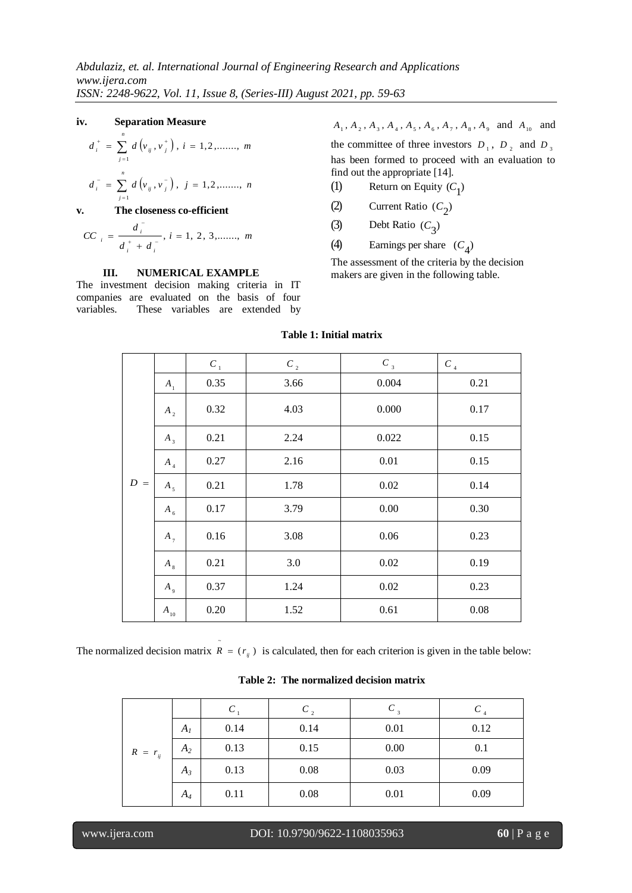**iv. Separation Measure**

$$d_i^+ = \sum_{j=1}^{n} d\left(v_{ij}, v_j^+\right),\ i = 1,2,\dots\dots,\ m$$

$$d_i^- = \sum_{j=1}^{n} d\left(v_{ij}, v_j^-\right),\ j = 1,2,\dots\dots,\ n$$

**v. The closeness co-efficient**

$$CC_i = \frac{d_i^-}{d_i^+ + d_i^-},\ i = 1,\ 2,\ 3,\dots\dots,\ m$$

## III. NUMERICAL EXAMPLE

The investment decision making criteria in IT companies are evaluated on the basis of four variables. These variables are extended by $A_1, A_2, A_3, A_4, A_5, A_6, A_7, A_8, A_9$ and $A_{10}$ and the committee of three investors $D_1$, $D_2$ and $D_3$ has been formed to proceed with an evaluation to find out the appropriate [14].

(1) Return on Equity $(C_1)$

(2) Current Ratio $(C_2)$

(3) Debt Ratio $(C_3)$

(4) Earnings per share $(C_4)$

The assessment of the criteria by the decision makers are given in the following table.

**Table 1: Initial matrix**

| | | $C_1$ | $C_2$ | $C_3$ | $C_4$ |
|---|---|---|---|---|---|
| $D =$ | $A_1$ | 0.35 | 3.66 | 0.004 | 0.21 |
| | $A_2$ | 0.32 | 4.03 | 0.000 | 0.17 |
| | $A_3$ | 0.21 | 2.24 | 0.022 | 0.15 |
| | $A_4$ | 0.27 | 2.16 | 0.01 | 0.15 |
| | $A_5$ | 0.21 | 1.78 | 0.02 | 0.14 |
| | $A_6$ | 0.17 | 3.79 | 0.00 | 0.30 |
| | $A_7$ | 0.16 | 3.08 | 0.06 | 0.23 |
| | $A_8$ | 0.21 | 3.0 | 0.02 | 0.19 |
| | $A_9$ | 0.37 | 1.24 | 0.02 | 0.23 |
| | $A_{10}$ | 0.20 | 1.52 | 0.61 | 0.08 |

The normalized decision matrix $\tilde{R} = (r_{ij})$ is calculated, then for each criterion is given in the table below:

**Table 2: The normalized decision matrix**

| | | $C_1$ | $C_2$ | $C_3$ | $C_4$ |
|---|---|---|---|---|---|
| $R = r_{ij}$ | $A_1$ | 0.14 | 0.14 | 0.01 | 0.12 |
| | $A_2$ | 0.13 | 0.15 | 0.00 | 0.1 |
| | $A_3$ | 0.13 | 0.08 | 0.03 | 0.09 |
| | $A_4$ | 0.11 | 0.08 | 0.01 | 0.09 |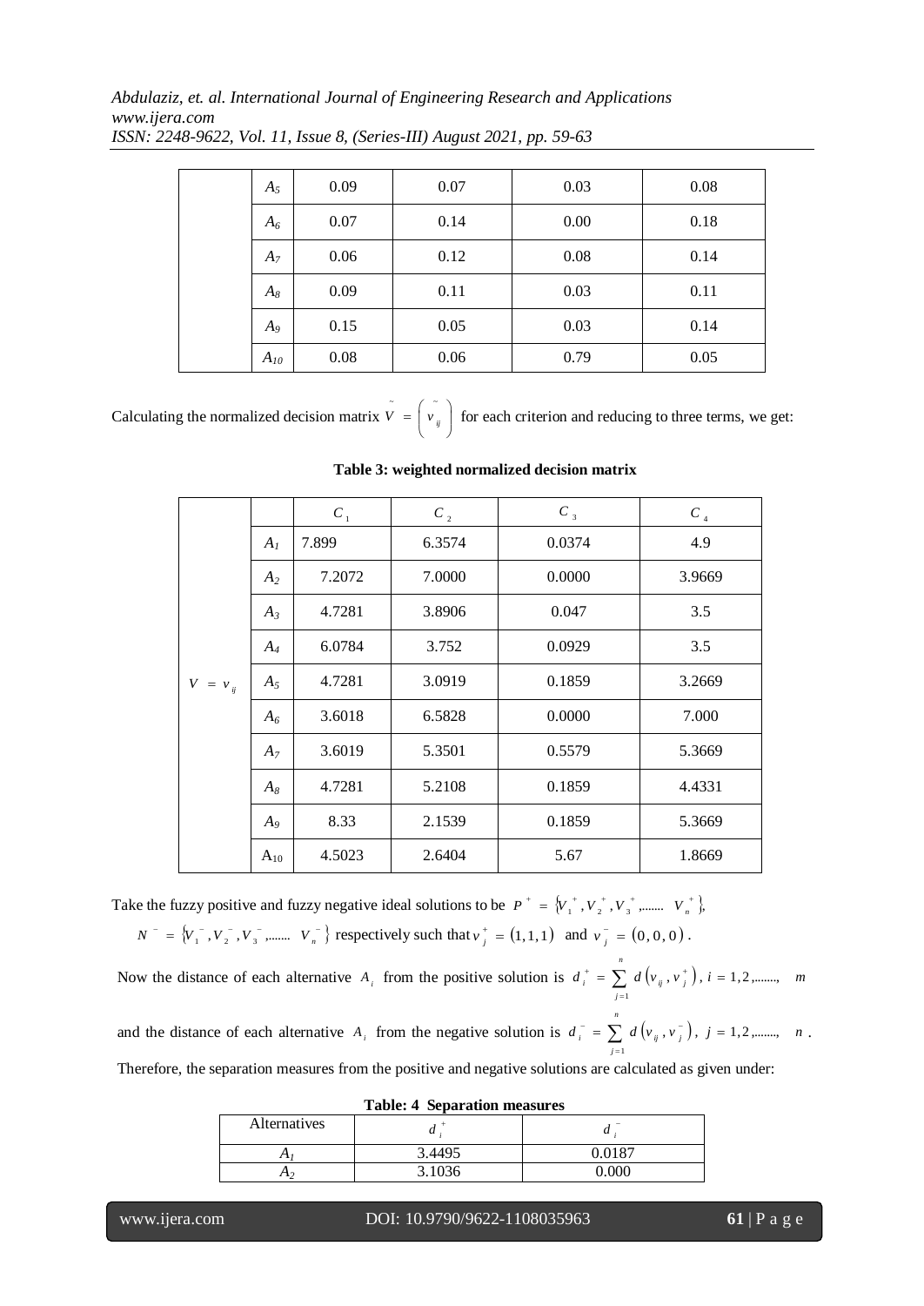| | $A_5$ | 0.09 | 0.07 | 0.03 | 0.08 |
|---|---|---|---|---|---|
| | $A_6$ | 0.07 | 0.14 | 0.00 | 0.18 |
| | $A_7$ | 0.06 | 0.12 | 0.08 | 0.14 |
| | $A_8$ | 0.09 | 0.11 | 0.03 | 0.11 |
| | $A_9$ | 0.15 | 0.05 | 0.03 | 0.14 |
| | $A_{10}$ | 0.08 | 0.06 | 0.79 | 0.05 |

Calculating the normalized decision matrix $\tilde{V} = \left(\tilde{v}_{ij}\right)$ for each criterion and reducing to three terms, we get:

**Table 3: weighted normalized decision matrix**

| | | $C_1$ | $C_2$ | $C_3$ | $C_4$ |
|---|---|---|---|---|---|
| | $A_1$ | 7.899 | 6.3574 | 0.0374 | 4.9 |
| | $A_2$ | 7.2072 | 7.0000 | 0.0000 | 3.9669 |
| | $A_3$ | 4.7281 | 3.8906 | 0.047 | 3.5 |
| | $A_4$ | 6.0784 | 3.752 | 0.0929 | 3.5 |
| $V = v_{ij}$ | $A_5$ | 4.7281 | 3.0919 | 0.1859 | 3.2669 |
| | $A_6$ | 3.6018 | 6.5828 | 0.0000 | 7.000 |
| | $A_7$ | 3.6019 | 5.3501 | 0.5579 | 5.3669 |
| | $A_8$ | 4.7281 | 5.2108 | 0.1859 | 4.4331 |
| | $A_9$ | 8.33 | 2.1539 | 0.1859 | 5.3669 |
| | $A_{10}$ | 4.5023 | 2.6404 | 5.67 | 1.8669 |

Take the fuzzy positive and fuzzy negative ideal solutions to be $P^+ = \{V_1^+, V_2^+, V_3^+, ....... V_n^+\}$, $N^- = \{V_1^-, V_2^-, V_3^-, ....... V_n^-\}$ respectively such that $v_j^+ = (1,1,1)$ and $v_j^- = (0,0,0)$.

Now the distance of each alternative $A_i$ from the positive solution is $d_i^+ = \sum_{j=1}^{n} d\left(v_{ij}, v_j^+\right),\ i = 1,2,......., m$

and the distance of each alternative $A_i$ from the negative solution is $d_i^- = \sum_{j=1}^{n} d\left(v_{ij}, v_j^-\right),\ j = 1,2,......., n$.

Therefore, the separation measures from the positive and negative solutions are calculated as given under:

**Table: 4 Separation measures**

| Alternatives | $d_i^+$ | $d_i^-$ |
|---|---|---|
| $A_1$ | 3.4495 | 0.0187 |
| $A_2$ | 3.1036 | 0.000 |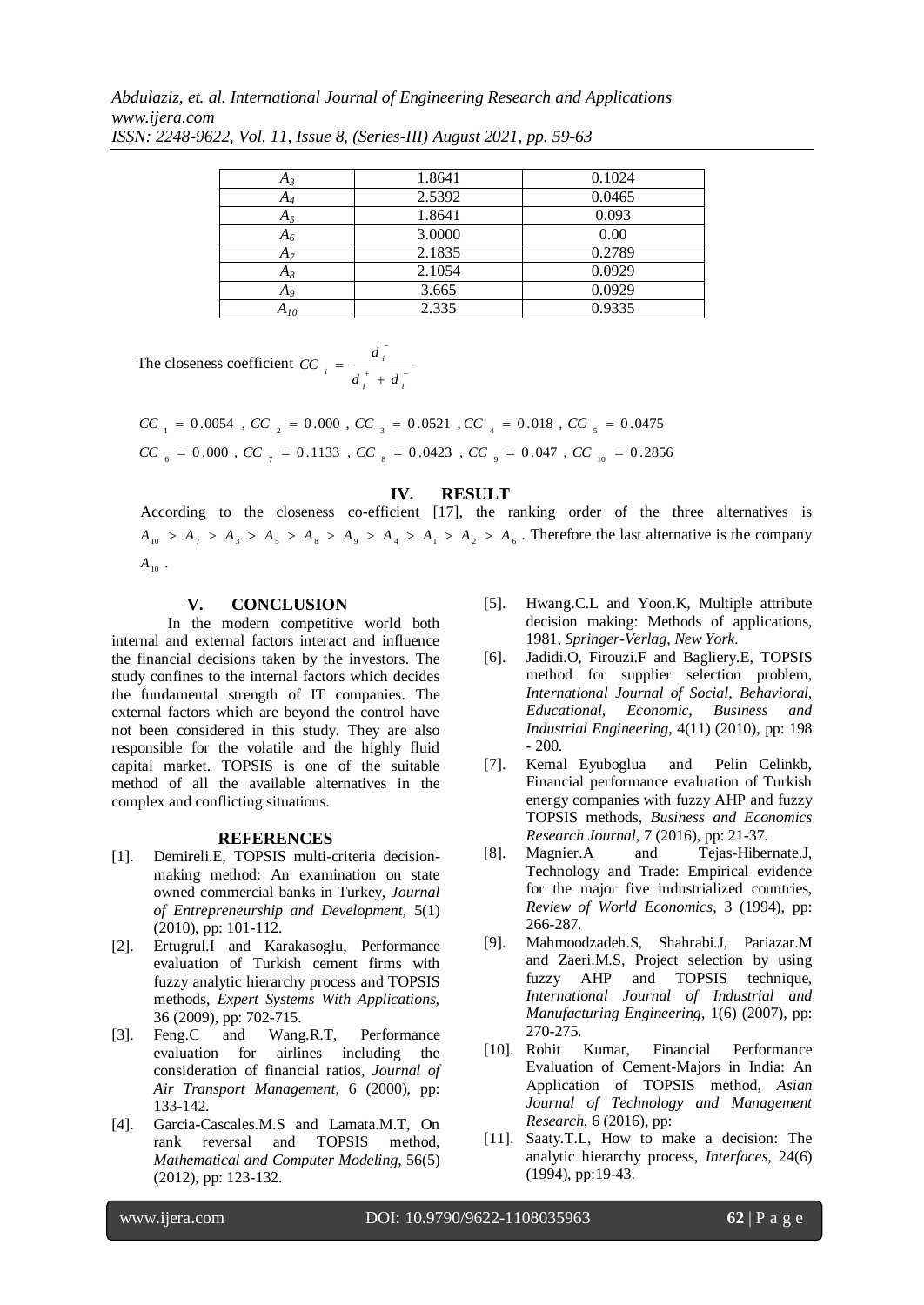| $A_3$ | 1.8641 | 0.1024 |
|---|---|---|
| $A_4$ | 2.5392 | 0.0465 |
| $A_5$ | 1.8641 | 0.093 |
| $A_6$ | 3.0000 | 0.00 |
| $A_7$ | 2.1835 | 0.2789 |
| $A_8$ | 2.1054 | 0.0929 |
| $A_9$ | 3.665 | 0.0929 |
| $A_{10}$ | 2.335 | 0.9335 |

The closeness coefficient $CC_i = \frac{d_i^-}{d_i^+ + d_i^-}$

$CC_1 = 0.0054$ , $CC_2 = 0.000$ , $CC_3 = 0.0521$ , $CC_4 = 0.018$ , $CC_5 = 0.0475$

$CC_6 = 0.000$ , $CC_7 = 0.1133$ , $CC_8 = 0.0423$ , $CC_9 = 0.047$ , $CC_{10} = 0.2856$

## IV. RESULT

According to the closeness co-efficient [17], the ranking order of the three alternatives is $A_{10} > A_7 > A_3 > A_5 > A_8 > A_9 > A_4 > A_1 > A_2 > A_6$. Therefore the last alternative is the company $A_{10}$.

## V. CONCLUSION

In the modern competitive world both internal and external factors interact and influence the financial decisions taken by the investors. The study confines to the internal factors which decides the fundamental strength of IT companies. The external factors which are beyond the control have not been considered in this study. They are also responsible for the volatile and the highly fluid capital market. TOPSIS is one of the suitable method of all the available alternatives in the complex and conflicting situations.

### REFERENCES

[1]. Demireli.E, TOPSIS multi-criteria decision-making method: An examination on state owned commercial banks in Turkey, *Journal of Entrepreneurship and Development*, 5(1) (2010), pp: 101-112.

[2]. Ertugrul.I and Karakasoglu, Performance evaluation of Turkish cement firms with fuzzy analytic hierarchy process and TOPSIS methods, *Expert Systems With Applications*, 36 (2009), pp: 702-715.

[3]. Feng.C and Wang.R.T, Performance evaluation for airlines including the consideration of financial ratios, *Journal of Air Transport Management*, 6 (2000), pp: 133-142.

[4]. Garcia-Cascales.M.S and Lamata.M.T, On rank reversal and TOPSIS method, *Mathematical and Computer Modeling*, 56(5) (2012), pp: 123-132.

[5]. Hwang.C.L and Yoon.K, Multiple attribute decision making: Methods of applications, 1981, *Springer-Verlag, New York*.

[6]. Jadidi.O, Firouzi.F and Bagliery.E, TOPSIS method for supplier selection problem, *International Journal of Social, Behavioral, Educational, Economic, Business and Industrial Engineering*, 4(11) (2010), pp: 198 - 200.

[7]. Kemal Eyuboglua and Pelin Celinkb, Financial performance evaluation of Turkish energy companies with fuzzy AHP and fuzzy TOPSIS methods, *Business and Economics Research Journal*, 7 (2016), pp: 21-37.

[8]. Magnier.A and Tejas-Hibernate.J, Technology and Trade: Empirical evidence for the major five industrialized countries, *Review of World Economics*, 3 (1994), pp: 266-287.

[9]. Mahmoodzadeh.S, Shahrabi.J, Pariazar.M and Zaeri.M.S, Project selection by using fuzzy AHP and TOPSIS technique, *International Journal of Industrial and Manufacturing Engineering*, 1(6) (2007), pp: 270-275.

[10]. Rohit Kumar, Financial Performance Evaluation of Cement-Majors in India: An Application of TOPSIS method, *Asian Journal of Technology and Management Research*, 6 (2016), pp:

[11]. Saaty.T.L, How to make a decision: The analytic hierarchy process, *Interfaces*, 24(6) (1994), pp:19-43.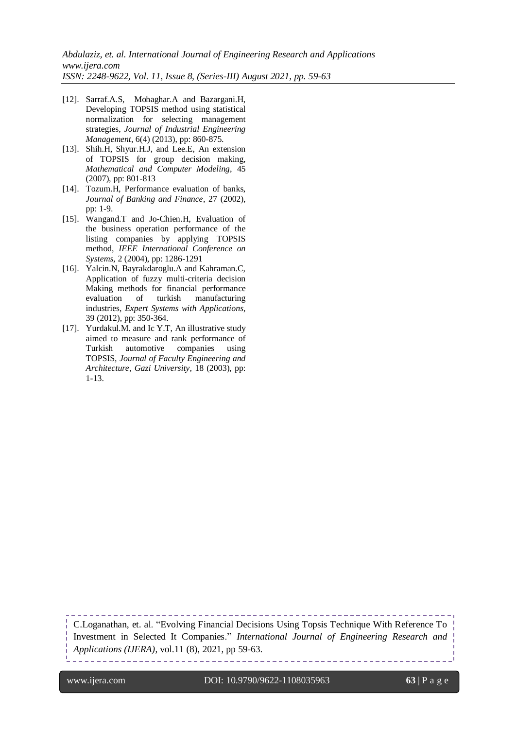[12]. Sarraf.A.S, Mohaghar.A and Bazargani.H, Developing TOPSIS method using statistical normalization for selecting management strategies, *Journal of Industrial Engineering Management*, 6(4) (2013), pp: 860-875.

[13]. Shih.H, Shyur.H.J, and Lee.E, An extension of TOPSIS for group decision making, *Mathematical and Computer Modeling*, 45 (2007), pp: 801-813

[14]. Tozum.H, Performance evaluation of banks, *Journal of Banking and Finance*, 27 (2002), pp: 1-9.

[15]. Wangand.T and Jo-Chien.H, Evaluation of the business operation performance of the listing companies by applying TOPSIS method, *IEEE International Conference on Systems*, 2 (2004), pp: 1286-1291

[16]. Yalcin.N, Bayrakdaroglu.A and Kahraman.C, Application of fuzzy multi-criteria decision Making methods for financial performance evaluation of turkish manufacturing industries, *Expert Systems with Applications*, 39 (2012), pp: 350-364.

[17]. Yurdakul.M. and Ic Y.T, An illustrative study aimed to measure and rank performance of Turkish automotive companies using TOPSIS, *Journal of Faculty Engineering and Architecture, Gazi University*, 18 (2003), pp: 1-13.

C.Loganathan, et. al. "Evolving Financial Decisions Using Topsis Technique With Reference To Investment in Selected It Companies." *International Journal of Engineering Research and Applications (IJERA)*, vol.11 (8), 2021, pp 59-63.